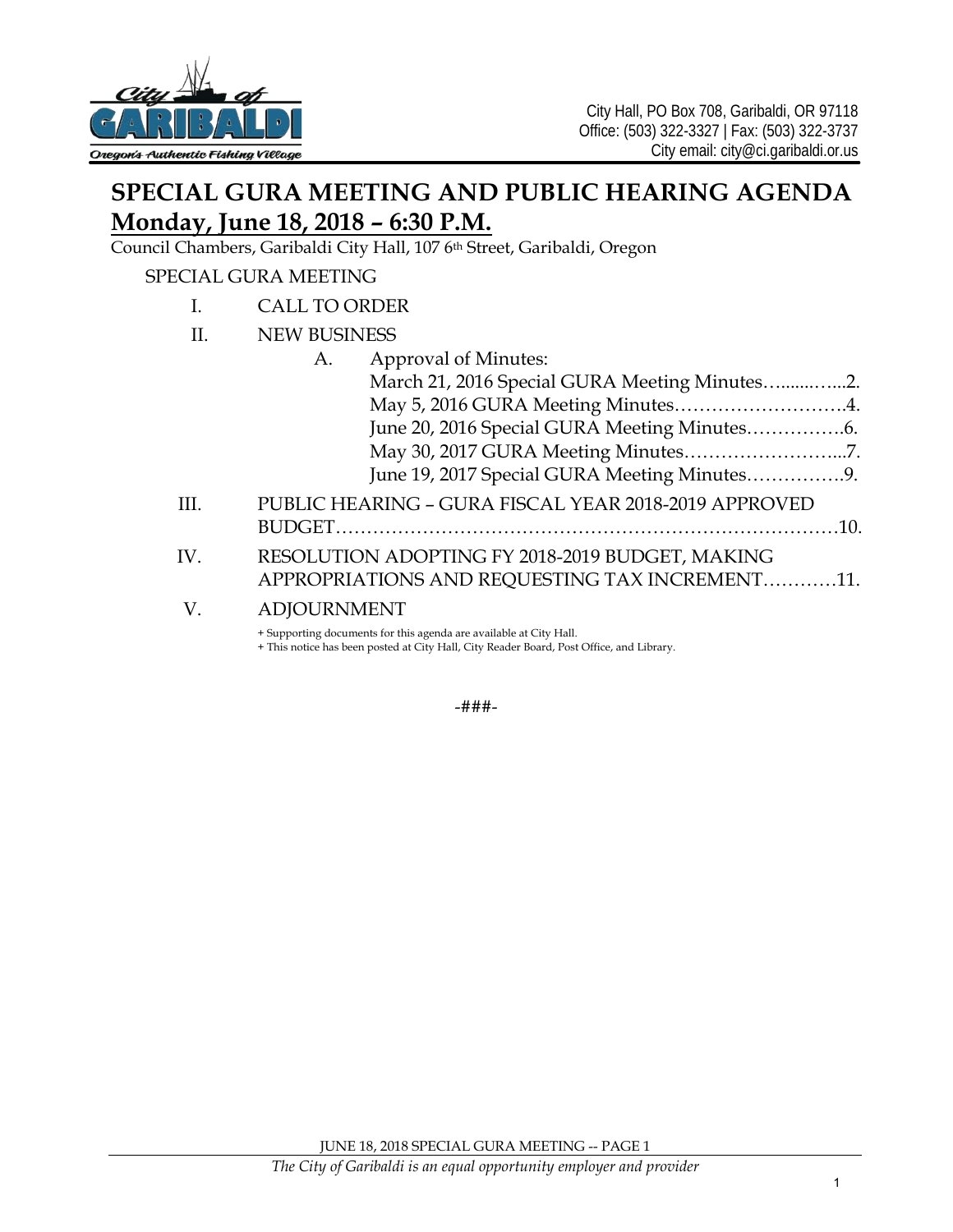City of GARIBALDI
Oregon's Authentic Fishing Village

City Hall, PO Box 708, Garibaldi, OR 97118
Office: (503) 322-3327 | Fax: (503) 322-3737
City email: city@ci.garibaldi.or.us

# SPECIAL GURA MEETING AND PUBLIC HEARING AGENDA

## Monday, June 18, 2018 – 6:30 P.M.

Council Chambers, Garibaldi City Hall, 107 6th Street, Garibaldi, Oregon

SPECIAL GURA MEETING

I. CALL TO ORDER

II. NEW BUSINESS

A. Approval of Minutes:
March 21, 2016 Special GURA Meeting Minutes……..…...2.
May 5, 2016 GURA Meeting Minutes……………………….4.
June 20, 2016 Special GURA Meeting Minutes…………….6.
May 30, 2017 GURA Meeting Minutes……………………...7.
June 19, 2017 Special GURA Meeting Minutes…………….9.

III. PUBLIC HEARING – GURA FISCAL YEAR 2018-2019 APPROVED BUDGET……………………………………………………………………10.

IV. RESOLUTION ADOPTING FY 2018-2019 BUDGET, MAKING APPROPRIATIONS AND REQUESTING TAX INCREMENT…………11.

V. ADJOURNMENT

+ Supporting documents for this agenda are available at City Hall.
+ This notice has been posted at City Hall, City Reader Board, Post Office, and Library.

-###-

JUNE 18, 2018 SPECIAL GURA MEETING -- PAGE 1

*The City of Garibaldi is an equal opportunity employer and provider*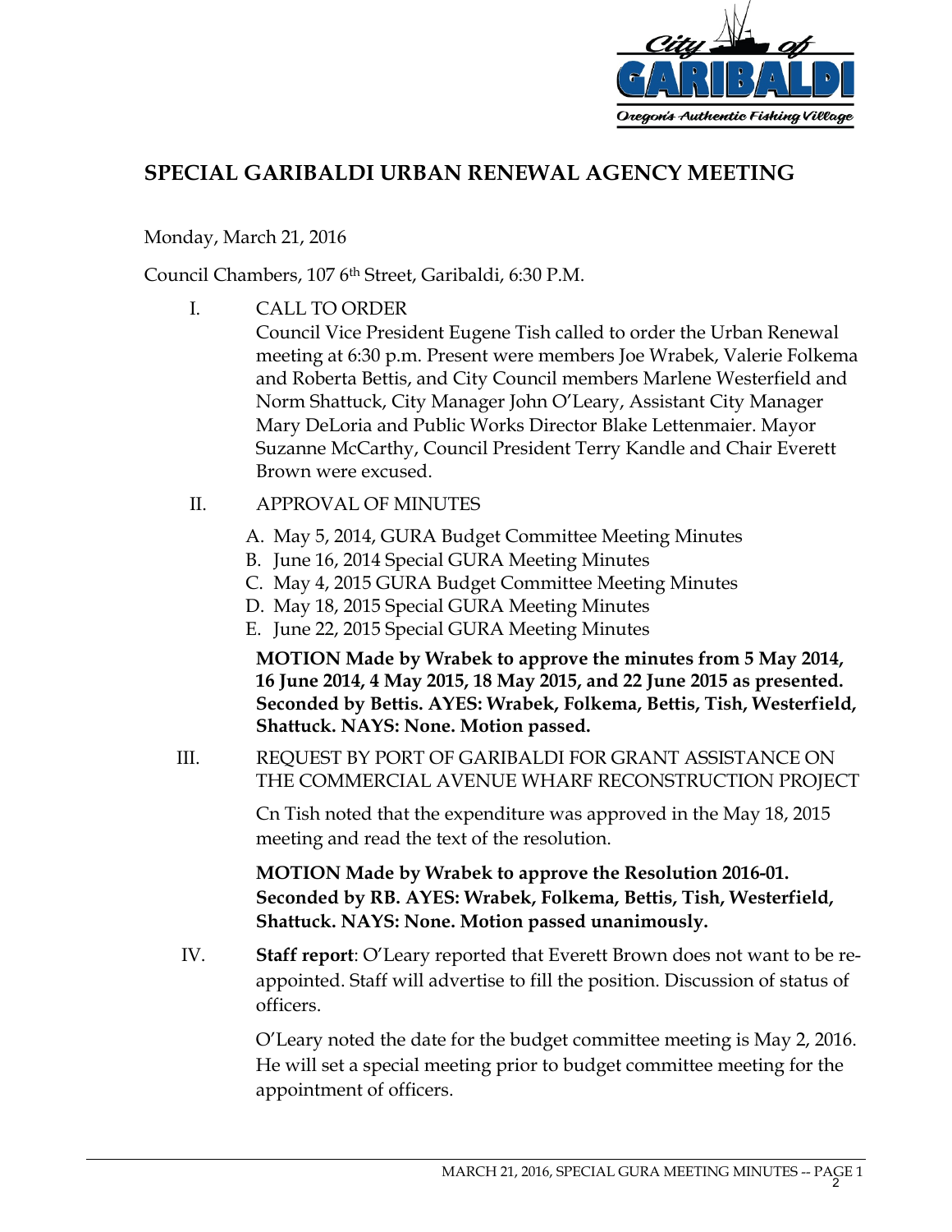# SPECIAL GARIBALDI URBAN RENEWAL AGENCY MEETING

Monday, March 21, 2016

Council Chambers, 107 6th Street, Garibaldi, 6:30 P.M.

I. CALL TO ORDER

Council Vice President Eugene Tish called to order the Urban Renewal meeting at 6:30 p.m. Present were members Joe Wrabek, Valerie Folkema and Roberta Bettis, and City Council members Marlene Westerfield and Norm Shattuck, City Manager John O'Leary, Assistant City Manager Mary DeLoria and Public Works Director Blake Lettenmaier. Mayor Suzanne McCarthy, Council President Terry Kandle and Chair Everett Brown were excused.

II. APPROVAL OF MINUTES

A. May 5, 2014, GURA Budget Committee Meeting Minutes
B. June 16, 2014 Special GURA Meeting Minutes
C. May 4, 2015 GURA Budget Committee Meeting Minutes
D. May 18, 2015 Special GURA Meeting Minutes
E. June 22, 2015 Special GURA Meeting Minutes

**MOTION Made by Wrabek to approve the minutes from 5 May 2014, 16 June 2014, 4 May 2015, 18 May 2015, and 22 June 2015 as presented. Seconded by Bettis. AYES: Wrabek, Folkema, Bettis, Tish, Westerfield, Shattuck. NAYS: None. Motion passed.**

III. REQUEST BY PORT OF GARIBALDI FOR GRANT ASSISTANCE ON THE COMMERCIAL AVENUE WHARF RECONSTRUCTION PROJECT

Cn Tish noted that the expenditure was approved in the May 18, 2015 meeting and read the text of the resolution.

**MOTION Made by Wrabek to approve the Resolution 2016-01. Seconded by RB. AYES: Wrabek, Folkema, Bettis, Tish, Westerfield, Shattuck. NAYS: None. Motion passed unanimously.**

IV. **Staff report**: O'Leary reported that Everett Brown does not want to be re-appointed. Staff will advertise to fill the position. Discussion of status of officers.

O'Leary noted the date for the budget committee meeting is May 2, 2016. He will set a special meeting prior to budget committee meeting for the appointment of officers.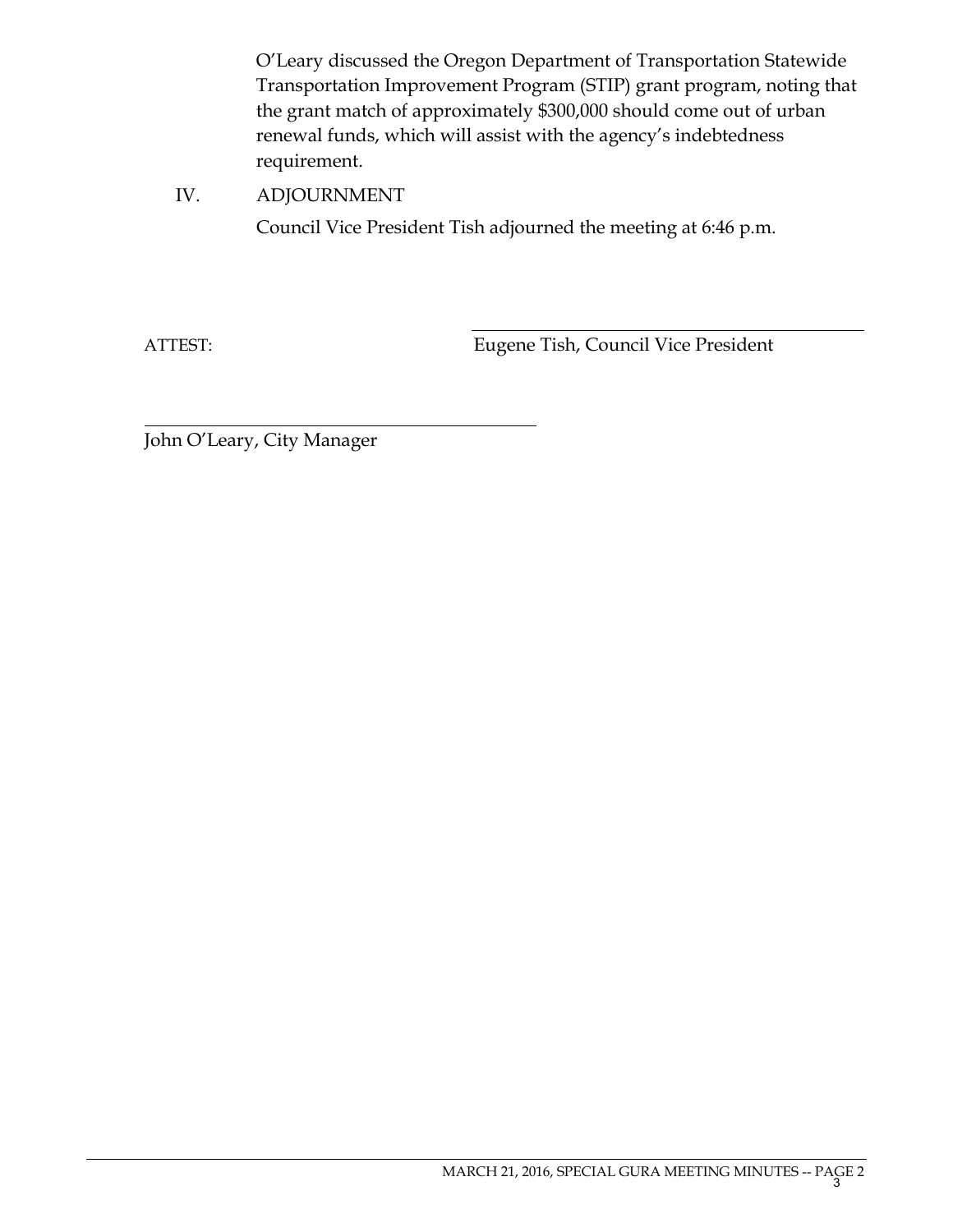O'Leary discussed the Oregon Department of Transportation Statewide Transportation Improvement Program (STIP) grant program, noting that the grant match of approximately $300,000 should come out of urban renewal funds, which will assist with the agency's indebtedness requirement.

IV. ADJOURNMENT

Council Vice President Tish adjourned the meeting at 6:46 p.m.

ATTEST:

\_\_\_\_\_\_\_\_\_\_\_\_\_\_\_\_\_\_\_\_\_\_\_\_\_\_\_\_\_\_\_\_\_\_\_\_\_\_\_\_

Eugene Tish, Council Vice President

\_\_\_\_\_\_\_\_\_\_\_\_\_\_\_\_\_\_\_\_\_\_\_\_\_\_\_\_\_\_\_\_\_\_\_\_\_\_\_\_

John O'Leary, City Manager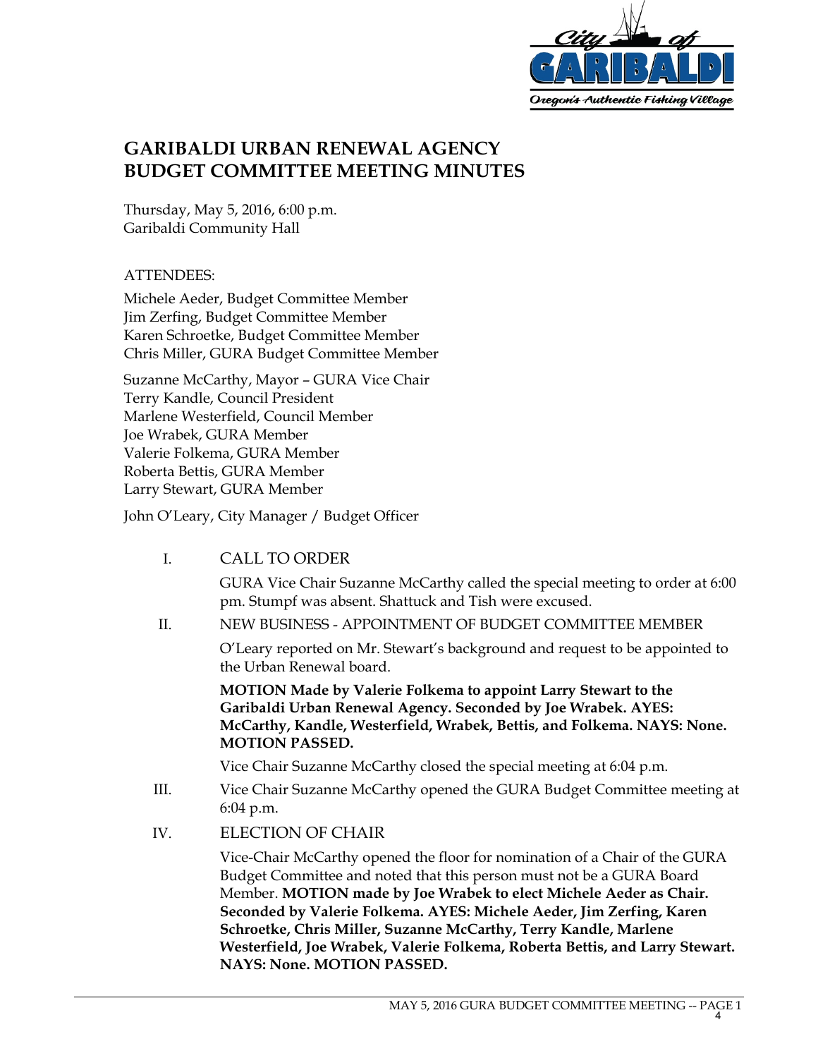# GARIBALDI URBAN RENEWAL AGENCY BUDGET COMMITTEE MEETING MINUTES

Thursday, May 5, 2016, 6:00 p.m.
Garibaldi Community Hall

ATTENDEES:

Michele Aeder, Budget Committee Member
Jim Zerfing, Budget Committee Member
Karen Schroetke, Budget Committee Member
Chris Miller, GURA Budget Committee Member

Suzanne McCarthy, Mayor – GURA Vice Chair
Terry Kandle, Council President
Marlene Westerfield, Council Member
Joe Wrabek, GURA Member
Valerie Folkema, GURA Member
Roberta Bettis, GURA Member
Larry Stewart, GURA Member

John O'Leary, City Manager / Budget Officer

I. CALL TO ORDER

GURA Vice Chair Suzanne McCarthy called the special meeting to order at 6:00 pm. Stumpf was absent. Shattuck and Tish were excused.

II. NEW BUSINESS - APPOINTMENT OF BUDGET COMMITTEE MEMBER

O'Leary reported on Mr. Stewart's background and request to be appointed to the Urban Renewal board.

**MOTION Made by Valerie Folkema to appoint Larry Stewart to the Garibaldi Urban Renewal Agency. Seconded by Joe Wrabek. AYES: McCarthy, Kandle, Westerfield, Wrabek, Bettis, and Folkema. NAYS: None. MOTION PASSED.**

Vice Chair Suzanne McCarthy closed the special meeting at 6:04 p.m.

III. Vice Chair Suzanne McCarthy opened the GURA Budget Committee meeting at 6:04 p.m.

IV. ELECTION OF CHAIR

Vice-Chair McCarthy opened the floor for nomination of a Chair of the GURA Budget Committee and noted that this person must not be a GURA Board Member. **MOTION made by Joe Wrabek to elect Michele Aeder as Chair. Seconded by Valerie Folkema. AYES: Michele Aeder, Jim Zerfing, Karen Schroetke, Chris Miller, Suzanne McCarthy, Terry Kandle, Marlene Westerfield, Joe Wrabek, Valerie Folkema, Roberta Bettis, and Larry Stewart. NAYS: None. MOTION PASSED.**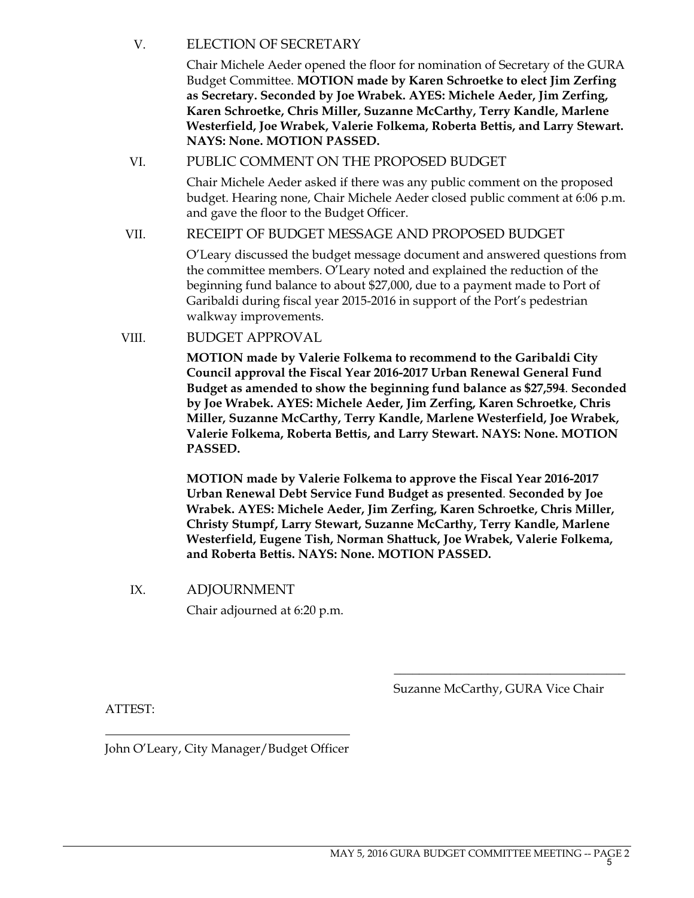V. ELECTION OF SECRETARY

Chair Michele Aeder opened the floor for nomination of Secretary of the GURA Budget Committee. **MOTION made by Karen Schroetke to elect Jim Zerfing as Secretary. Seconded by Joe Wrabek. AYES: Michele Aeder, Jim Zerfing, Karen Schroetke, Chris Miller, Suzanne McCarthy, Terry Kandle, Marlene Westerfield, Joe Wrabek, Valerie Folkema, Roberta Bettis, and Larry Stewart. NAYS: None. MOTION PASSED.**

VI. PUBLIC COMMENT ON THE PROPOSED BUDGET

Chair Michele Aeder asked if there was any public comment on the proposed budget. Hearing none, Chair Michele Aeder closed public comment at 6:06 p.m. and gave the floor to the Budget Officer.

VII. RECEIPT OF BUDGET MESSAGE AND PROPOSED BUDGET

O'Leary discussed the budget message document and answered questions from the committee members. O'Leary noted and explained the reduction of the beginning fund balance to about $27,000, due to a payment made to Port of Garibaldi during fiscal year 2015-2016 in support of the Port's pedestrian walkway improvements.

VIII. BUDGET APPROVAL

**MOTION made by Valerie Folkema to recommend to the Garibaldi City Council approval the Fiscal Year 2016-2017 Urban Renewal General Fund Budget as amended to show the beginning fund balance as $27,594**. **Seconded by Joe Wrabek. AYES: Michele Aeder, Jim Zerfing, Karen Schroetke, Chris Miller, Suzanne McCarthy, Terry Kandle, Marlene Westerfield, Joe Wrabek, Valerie Folkema, Roberta Bettis, and Larry Stewart. NAYS: None. MOTION PASSED.**

**MOTION made by Valerie Folkema to approve the Fiscal Year 2016-2017 Urban Renewal Debt Service Fund Budget as presented**. **Seconded by Joe Wrabek. AYES: Michele Aeder, Jim Zerfing, Karen Schroetke, Chris Miller, Christy Stumpf, Larry Stewart, Suzanne McCarthy, Terry Kandle, Marlene Westerfield, Eugene Tish, Norman Shattuck, Joe Wrabek, Valerie Folkema, and Roberta Bettis. NAYS: None. MOTION PASSED.**

IX. ADJOURNMENT

Chair adjourned at 6:20 p.m.

\_\_\_\_\_\_\_\_\_\_\_\_\_\_\_\_\_\_\_\_\_\_\_\_\_\_\_\_\_\_\_\_\_\_\_\_\_\_

Suzanne McCarthy, GURA Vice Chair

ATTEST:

\_\_\_\_\_\_\_\_\_\_\_\_\_\_\_\_\_\_\_\_\_\_\_\_\_\_\_\_\_\_\_\_\_\_\_\_\_\_

John O'Leary, City Manager/Budget Officer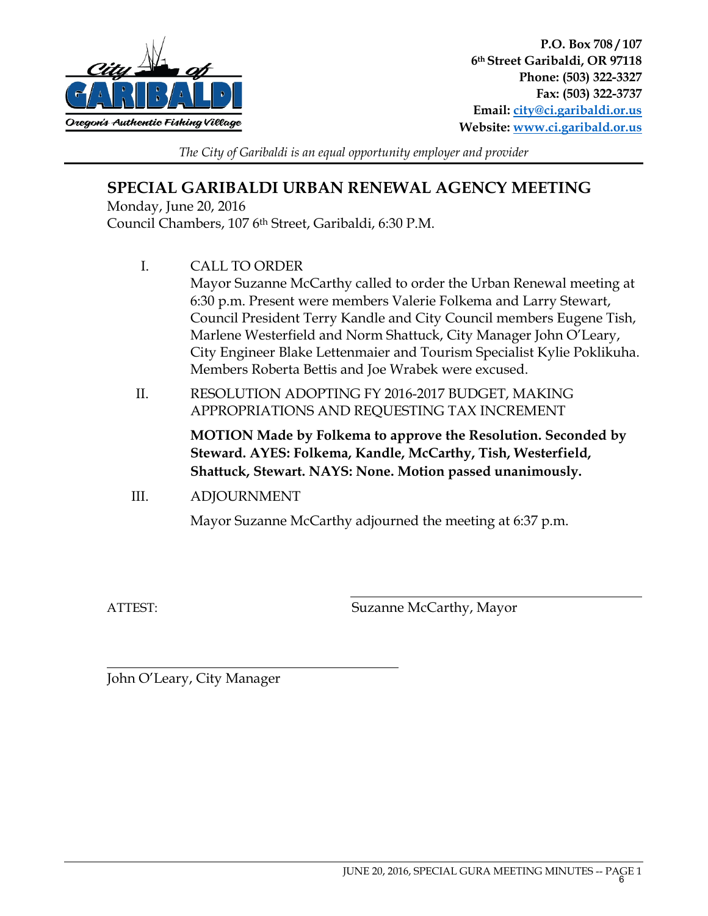P.O. Box 708 / 107
6th Street Garibaldi, OR 97118
Phone: (503) 322-3327
Fax: (503) 322-3737
Email: city@ci.garibaldi.or.us
Website: www.ci.garibald.or.us

*The City of Garibaldi is an equal opportunity employer and provider*

## SPECIAL GARIBALDI URBAN RENEWAL AGENCY MEETING

Monday, June 20, 2016
Council Chambers, 107 6th Street, Garibaldi, 6:30 P.M.

I. CALL TO ORDER

Mayor Suzanne McCarthy called to order the Urban Renewal meeting at 6:30 p.m. Present were members Valerie Folkema and Larry Stewart, Council President Terry Kandle and City Council members Eugene Tish, Marlene Westerfield and Norm Shattuck, City Manager John O'Leary, City Engineer Blake Lettenmaier and Tourism Specialist Kylie Poklikuha. Members Roberta Bettis and Joe Wrabek were excused.

II. RESOLUTION ADOPTING FY 2016-2017 BUDGET, MAKING APPROPRIATIONS AND REQUESTING TAX INCREMENT

**MOTION Made by Folkema to approve the Resolution. Seconded by Steward. AYES: Folkema, Kandle, McCarthy, Tish, Westerfield, Shattuck, Stewart. NAYS: None. Motion passed unanimously.**

III. ADJOURNMENT

Mayor Suzanne McCarthy adjourned the meeting at 6:37 p.m.

ATTEST: ______________________________
Suzanne McCarthy, Mayor

______________________________
John O'Leary, City Manager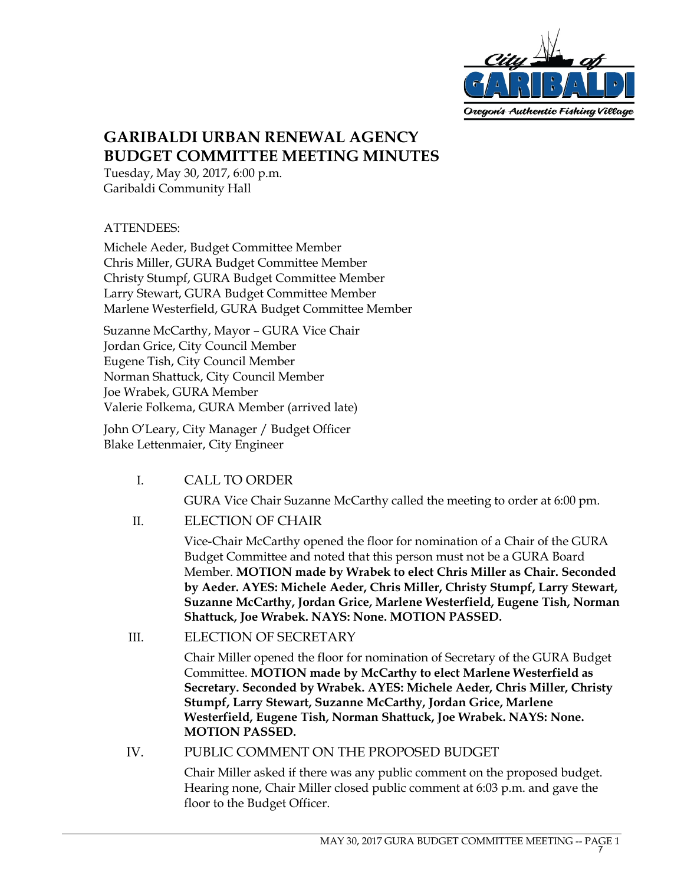# GARIBALDI URBAN RENEWAL AGENCY
# BUDGET COMMITTEE MEETING MINUTES

Tuesday, May 30, 2017, 6:00 p.m.
Garibaldi Community Hall

ATTENDEES:

Michele Aeder, Budget Committee Member
Chris Miller, GURA Budget Committee Member
Christy Stumpf, GURA Budget Committee Member
Larry Stewart, GURA Budget Committee Member
Marlene Westerfield, GURA Budget Committee Member

Suzanne McCarthy, Mayor – GURA Vice Chair
Jordan Grice, City Council Member
Eugene Tish, City Council Member
Norman Shattuck, City Council Member
Joe Wrabek, GURA Member
Valerie Folkema, GURA Member (arrived late)

John O'Leary, City Manager / Budget Officer
Blake Lettenmaier, City Engineer

I. CALL TO ORDER

GURA Vice Chair Suzanne McCarthy called the meeting to order at 6:00 pm.

II. ELECTION OF CHAIR

Vice-Chair McCarthy opened the floor for nomination of a Chair of the GURA Budget Committee and noted that this person must not be a GURA Board Member. **MOTION made by Wrabek to elect Chris Miller as Chair. Seconded by Aeder. AYES: Michele Aeder, Chris Miller, Christy Stumpf, Larry Stewart, Suzanne McCarthy, Jordan Grice, Marlene Westerfield, Eugene Tish, Norman Shattuck, Joe Wrabek. NAYS: None. MOTION PASSED.**

III. ELECTION OF SECRETARY

Chair Miller opened the floor for nomination of Secretary of the GURA Budget Committee. **MOTION made by McCarthy to elect Marlene Westerfield as Secretary. Seconded by Wrabek. AYES: Michele Aeder, Chris Miller, Christy Stumpf, Larry Stewart, Suzanne McCarthy, Jordan Grice, Marlene Westerfield, Eugene Tish, Norman Shattuck, Joe Wrabek. NAYS: None. MOTION PASSED.**

IV. PUBLIC COMMENT ON THE PROPOSED BUDGET

Chair Miller asked if there was any public comment on the proposed budget. Hearing none, Chair Miller closed public comment at 6:03 p.m. and gave the floor to the Budget Officer.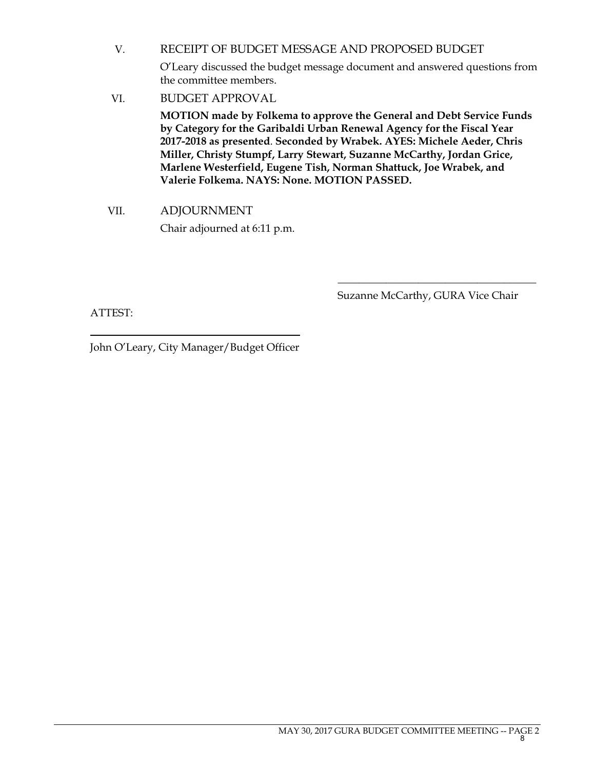V. RECEIPT OF BUDGET MESSAGE AND PROPOSED BUDGET

O'Leary discussed the budget message document and answered questions from the committee members.

VI. BUDGET APPROVAL

**MOTION made by Folkema to approve the General and Debt Service Funds by Category for the Garibaldi Urban Renewal Agency for the Fiscal Year 2017-2018 as presented**. **Seconded by Wrabek. AYES: Michele Aeder, Chris Miller, Christy Stumpf, Larry Stewart, Suzanne McCarthy, Jordan Grice, Marlene Westerfield, Eugene Tish, Norman Shattuck, Joe Wrabek, and Valerie Folkema. NAYS: None. MOTION PASSED.**

VII. ADJOURNMENT

Chair adjourned at 6:11 p.m.

\_\_\_\_\_\_\_\_\_\_\_\_\_\_\_\_\_\_\_\_\_\_\_\_\_\_\_\_\_\_\_\_\_\_\_\_\_\_\_\_

Suzanne McCarthy, GURA Vice Chair

ATTEST:

\_\_\_\_\_\_\_\_\_\_\_\_\_\_\_\_\_\_\_\_\_\_\_\_\_\_\_\_\_\_\_\_\_\_\_\_\_\_\_\_

John O'Leary, City Manager/Budget Officer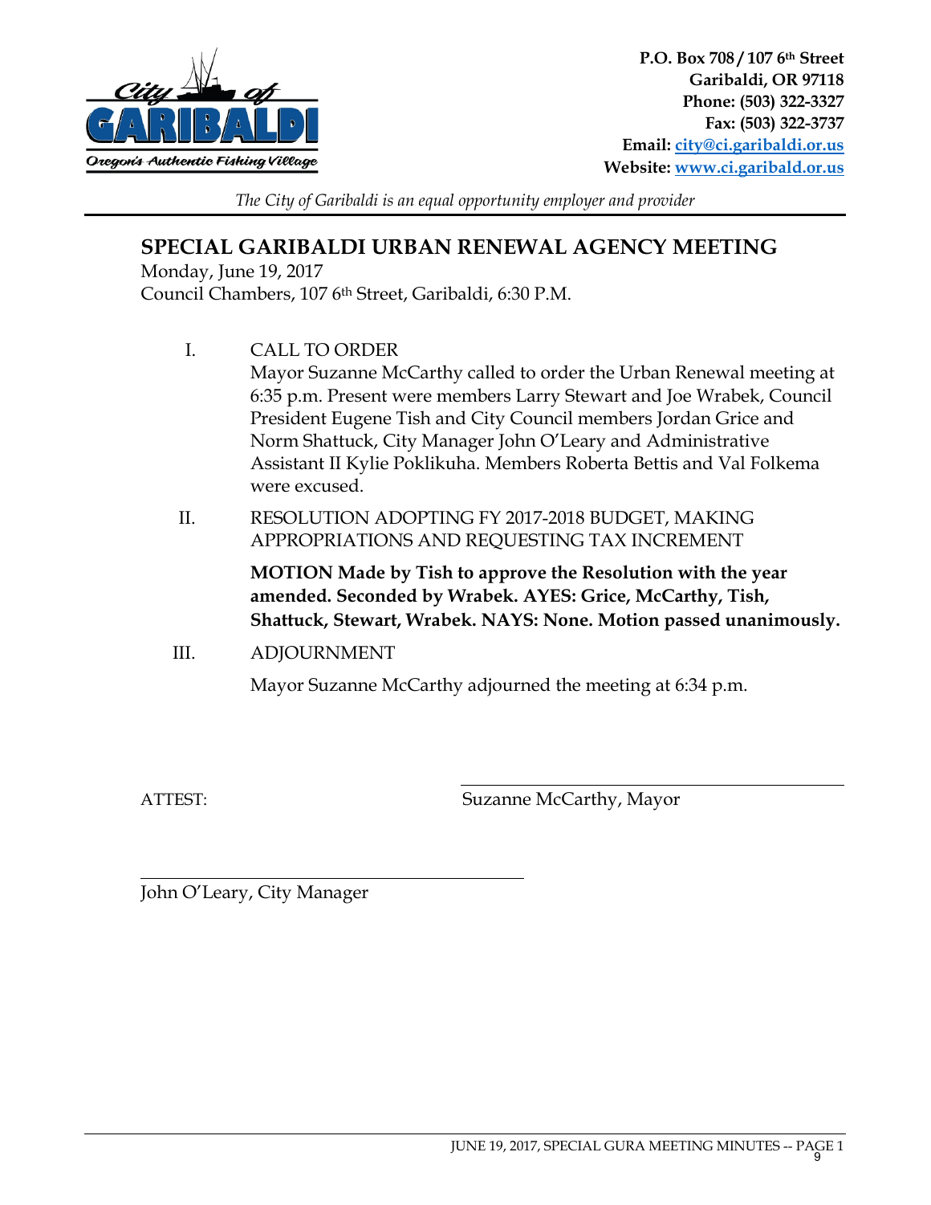P.O. Box 708 / 107 6th Street
Garibaldi, OR 97118
Phone: (503) 322-3327
Fax: (503) 322-3737
Email: city@ci.garibaldi.or.us
Website: www.ci.garibald.or.us

*The City of Garibaldi is an equal opportunity employer and provider*

## SPECIAL GARIBALDI URBAN RENEWAL AGENCY MEETING

Monday, June 19, 2017
Council Chambers, 107 6th Street, Garibaldi, 6:30 P.M.

I. CALL TO ORDER

Mayor Suzanne McCarthy called to order the Urban Renewal meeting at 6:35 p.m. Present were members Larry Stewart and Joe Wrabek, Council President Eugene Tish and City Council members Jordan Grice and Norm Shattuck, City Manager John O'Leary and Administrative Assistant II Kylie Poklikuha. Members Roberta Bettis and Val Folkema were excused.

II. RESOLUTION ADOPTING FY 2017-2018 BUDGET, MAKING APPROPRIATIONS AND REQUESTING TAX INCREMENT

**MOTION Made by Tish to approve the Resolution with the year amended. Seconded by Wrabek. AYES: Grice, McCarthy, Tish, Shattuck, Stewart, Wrabek. NAYS: None. Motion passed unanimously.**

III. ADJOURNMENT

Mayor Suzanne McCarthy adjourned the meeting at 6:34 p.m.

ATTEST: \_\_\_\_\_\_\_\_\_\_\_\_\_\_\_\_\_\_\_\_\_\_\_\_\_\_\_\_\_\_
Suzanne McCarthy, Mayor

\_\_\_\_\_\_\_\_\_\_\_\_\_\_\_\_\_\_\_\_\_\_\_\_\_\_\_\_\_\_
John O'Leary, City Manager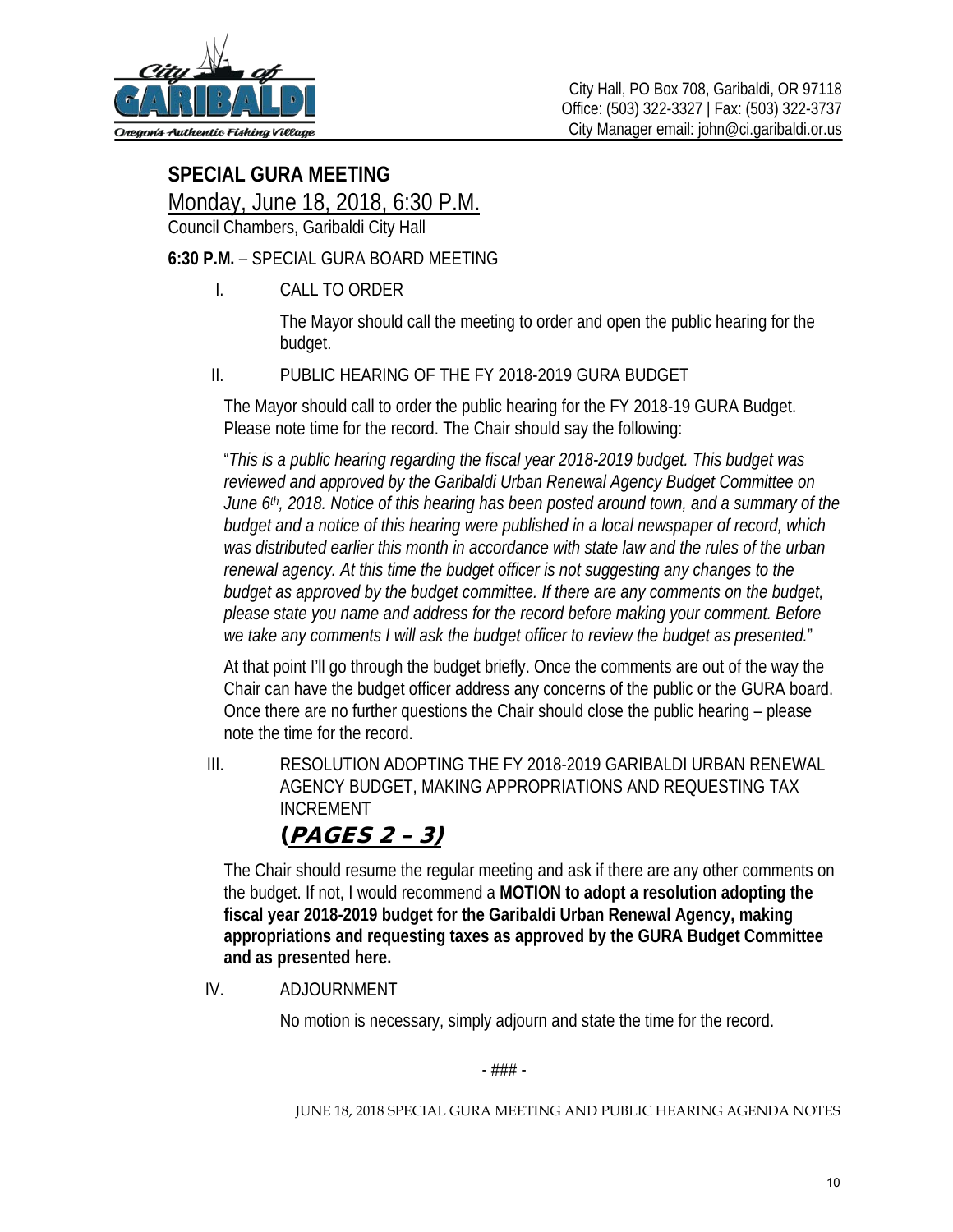City Hall, PO Box 708, Garibaldi, OR 97118
Office: (503) 322-3327 | Fax: (503) 322-3737
City Manager email: john@ci.garibaldi.or.us

# SPECIAL GURA MEETING

Monday, June 18, 2018, 6:30 P.M.

Council Chambers, Garibaldi City Hall

**6:30 P.M.** – SPECIAL GURA BOARD MEETING

I. CALL TO ORDER

The Mayor should call the meeting to order and open the public hearing for the budget.

II. PUBLIC HEARING OF THE FY 2018-2019 GURA BUDGET

The Mayor should call to order the public hearing for the FY 2018-19 GURA Budget. Please note time for the record. The Chair should say the following:

"*This is a public hearing regarding the fiscal year 2018-2019 budget. This budget was reviewed and approved by the Garibaldi Urban Renewal Agency Budget Committee on June 6th, 2018. Notice of this hearing has been posted around town, and a summary of the budget and a notice of this hearing were published in a local newspaper of record, which was distributed earlier this month in accordance with state law and the rules of the urban renewal agency. At this time the budget officer is not suggesting any changes to the budget as approved by the budget committee. If there are any comments on the budget, please state you name and address for the record before making your comment. Before we take any comments I will ask the budget officer to review the budget as presented.*"

At that point I'll go through the budget briefly. Once the comments are out of the way the Chair can have the budget officer address any concerns of the public or the GURA board. Once there are no further questions the Chair should close the public hearing – please note the time for the record.

III. RESOLUTION ADOPTING THE FY 2018-2019 GARIBALDI URBAN RENEWAL AGENCY BUDGET, MAKING APPROPRIATIONS AND REQUESTING TAX INCREMENT

**(*PAGES 2 – 3*)**

The Chair should resume the regular meeting and ask if there are any other comments on the budget. If not, I would recommend a **MOTION to adopt a resolution adopting the fiscal year 2018-2019 budget for the Garibaldi Urban Renewal Agency, making appropriations and requesting taxes as approved by the GURA Budget Committee and as presented here.**

IV. ADJOURNMENT

No motion is necessary, simply adjourn and state the time for the record.

- ### -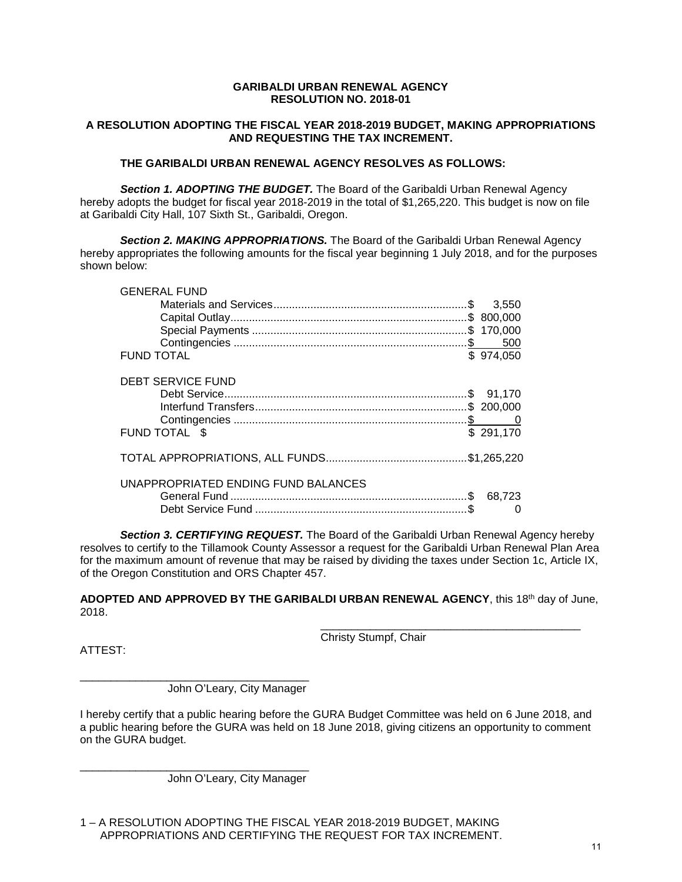**GARIBALDI URBAN RENEWAL AGENCY**
**RESOLUTION NO. 2018-01**

**A RESOLUTION ADOPTING THE FISCAL YEAR 2018-2019 BUDGET, MAKING APPROPRIATIONS AND REQUESTING THE TAX INCREMENT.**

**THE GARIBALDI URBAN RENEWAL AGENCY RESOLVES AS FOLLOWS:**

***Section 1. ADOPTING THE BUDGET.*** The Board of the Garibaldi Urban Renewal Agency hereby adopts the budget for fiscal year 2018-2019 in the total of $1,265,220. This budget is now on file at Garibaldi City Hall, 107 Sixth St., Garibaldi, Oregon.

***Section 2. MAKING APPROPRIATIONS.*** The Board of the Garibaldi Urban Renewal Agency hereby appropriates the following amounts for the fiscal year beginning 1 July 2018, and for the purposes shown below:

| | |
|---|---|
| GENERAL FUND | |
| Materials and Services | $ 3,550 |
| Capital Outlay | $ 800,000 |
| Special Payments | $ 170,000 |
| Contingencies | $ 500 |
| FUND TOTAL | $ 974,050 |
| | |
| DEBT SERVICE FUND | |
| Debt Service | $ 91,170 |
| Interfund Transfers | $ 200,000 |
| Contingencies | $ 0 |
| FUND TOTAL $ | $ 291,170 |
| | |
| TOTAL APPROPRIATIONS, ALL FUNDS | $1,265,220 |
| | |
| UNAPPROPRIATED ENDING FUND BALANCES | |
| General Fund | $ 68,723 |
| Debt Service Fund | $ 0 |

***Section 3. CERTIFYING REQUEST.*** The Board of the Garibaldi Urban Renewal Agency hereby resolves to certify to the Tillamook County Assessor a request for the Garibaldi Urban Renewal Plan Area for the maximum amount of revenue that may be raised by dividing the taxes under Section 1c, Article IX, of the Oregon Constitution and ORS Chapter 457.

**ADOPTED AND APPROVED BY THE GARIBALDI URBAN RENEWAL AGENCY**, this 18th day of June, 2018.

___________________________________________
Christy Stumpf, Chair

ATTEST:

_____________________________________
John O'Leary, City Manager

I hereby certify that a public hearing before the GURA Budget Committee was held on 6 June 2018, and a public hearing before the GURA was held on 18 June 2018, giving citizens an opportunity to comment on the GURA budget.

_____________________________________
John O'Leary, City Manager

1 – A RESOLUTION ADOPTING THE FISCAL YEAR 2018-2019 BUDGET, MAKING APPROPRIATIONS AND CERTIFYING THE REQUEST FOR TAX INCREMENT.